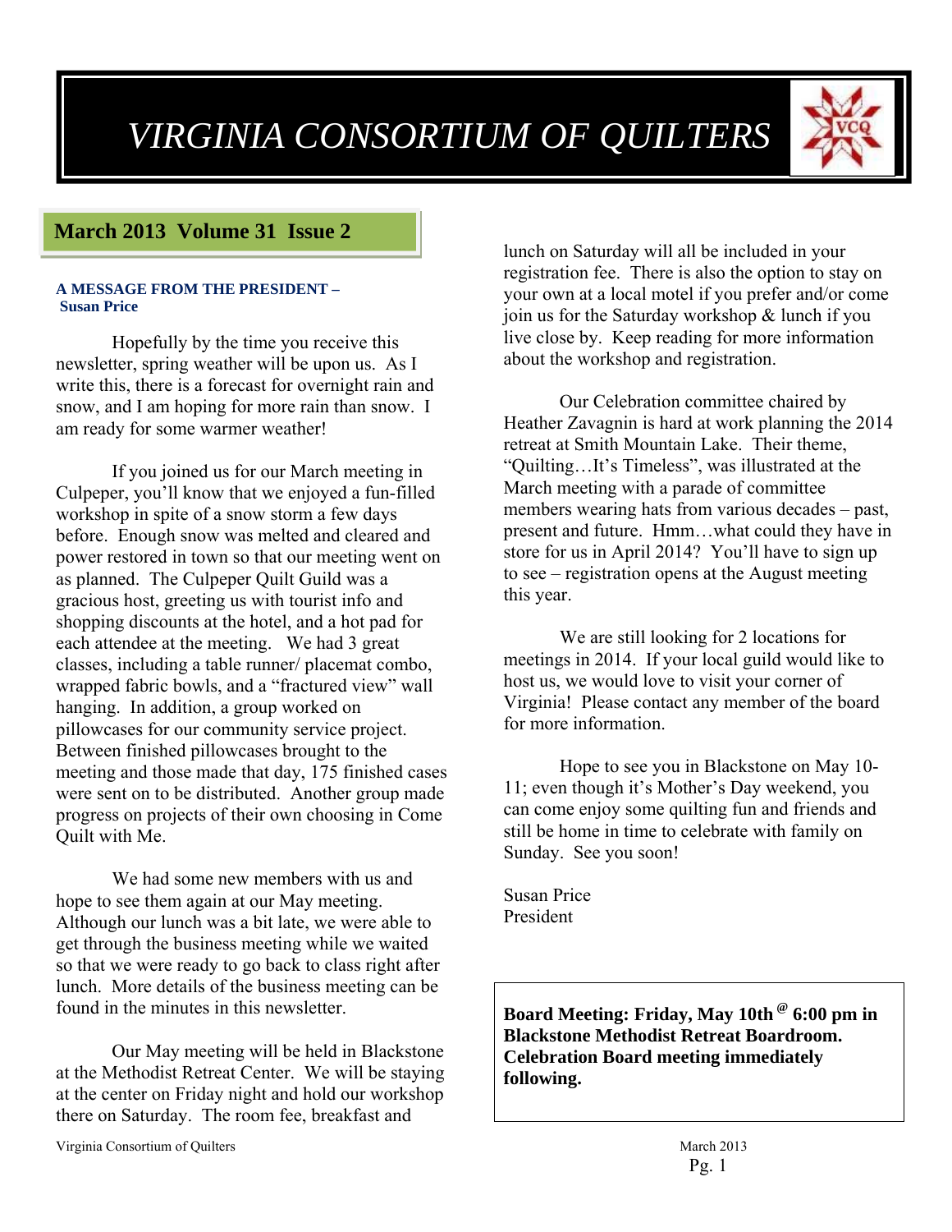# VIRGINIA CONSORTIUM OF QUILTERS

## March 2013 Volume 31 Issue 2

### A MESSAGE FROM THE PRESIDENT – Susan Price

Hopefully by the time you receive this newsletter, spring weather will be upon us. As I write this, there is a forecast for overnight rain and snow, and I am hoping for more rain than snow. I am ready for some warmer weather!

If you joined us for our March meeting in Culpeper, you'll know that we enjoyed a fun-filled workshop in spite of a snow storm a few days before. Enough snow was melted and cleared and power restored in town so that our meeting went on as planned. The Culpeper Quilt Guild was a gracious host, greeting us with tourist info and shopping discounts at the hotel, and a hot pad for each attendee at the meeting. We had 3 great classes, including a table runner/ placemat combo, wrapped fabric bowls, and a "fractured view" wall hanging. In addition, a group worked on pillowcases for our community service project. Between finished pillowcases brought to the meeting and those made that day, 175 finished cases were sent on to be distributed. Another group made progress on projects of their own choosing in Come Quilt with Me.

We had some new members with us and hope to see them again at our May meeting. Although our lunch was a bit late, we were able to get through the business meeting while we waited so that we were ready to go back to class right after lunch. More details of the business meeting can be found in the minutes in this newsletter.

Our May meeting will be held in Blackstone at the Methodist Retreat Center. We will be staying at the center on Friday night and hold our workshop there on Saturday. The room fee, breakfast and lunch on Saturday will all be included in your registration fee. There is also the option to stay on your own at a local motel if you prefer and/or come join us for the Saturday workshop & lunch if you live close by. Keep reading for more information about the workshop and registration.

Our Celebration committee chaired by Heather Zavagnin is hard at work planning the 2014 retreat at Smith Mountain Lake. Their theme, "Quilting…It's Timeless", was illustrated at the March meeting with a parade of committee members wearing hats from various decades – past, present and future. Hmm…what could they have in store for us in April 2014? You'll have to sign up to see – registration opens at the August meeting this year.

We are still looking for 2 locations for meetings in 2014. If your local guild would like to host us, we would love to visit your corner of Virginia! Please contact any member of the board for more information.

Hope to see you in Blackstone on May 10-11; even though it's Mother's Day weekend, you can come enjoy some quilting fun and friends and still be home in time to celebrate with family on Sunday. See you soon!

Susan Price
President

**Board Meeting: Friday, May 10th @ 6:00 pm in Blackstone Methodist Retreat Boardroom. Celebration Board meeting immediately following.**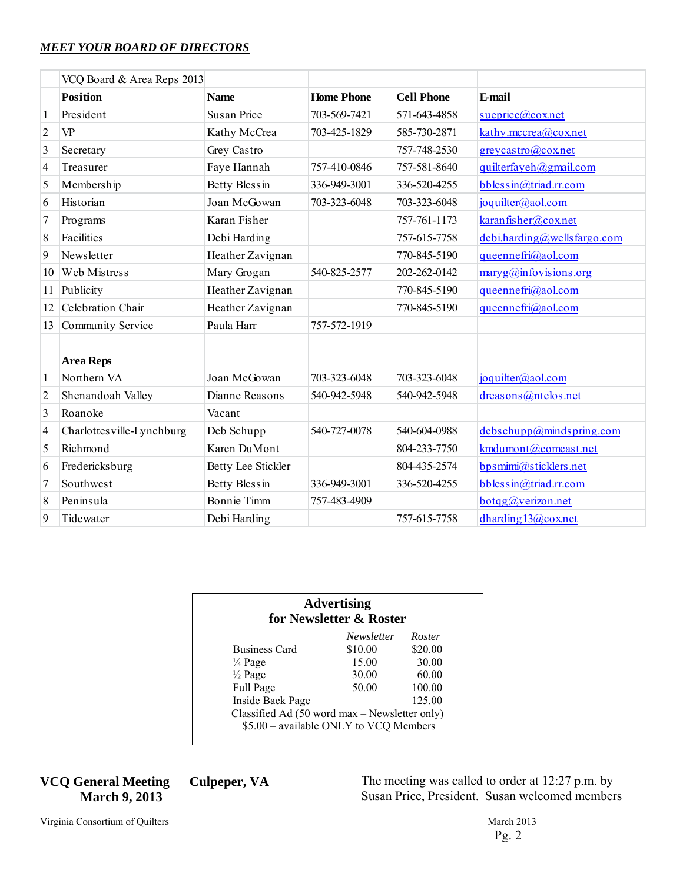***MEET YOUR BOARD OF DIRECTORS***

| | VCQ Board & Area Reps 2013 | | | | |
|---|---|---|---|---|---|
| | **Position** | **Name** | **Home Phone** | **Cell Phone** | **E-mail** |
| 1 | President | Susan Price | 703-569-7421 | 571-643-4858 | sueprice@cox.net |
| 2 | VP | Kathy McCrea | 703-425-1829 | 585-730-2871 | kathy.mccrea@cox.net |
| 3 | Secretary | Grey Castro | | 757-748-2530 | greycastro@cox.net |
| 4 | Treasurer | Faye Hannah | 757-410-0846 | 757-581-8640 | quilterfayeh@gmail.com |
| 5 | Membership | Betty Blessin | 336-949-3001 | 336-520-4255 | bblessin@triad.rr.com |
| 6 | Historian | Joan McGowan | 703-323-6048 | 703-323-6048 | joquilter@aol.com |
| 7 | Programs | Karan Fisher | | 757-761-1173 | karanfisher@cox.net |
| 8 | Facilities | Debi Harding | | 757-615-7758 | debi.harding@wellsfargo.com |
| 9 | Newsletter | Heather Zavignan | | 770-845-5190 | queennefri@aol.com |
| 10 | Web Mistress | Mary Grogan | 540-825-2577 | 202-262-0142 | maryg@infovisions.org |
| 11 | Publicity | Heather Zavignan | | 770-845-5190 | queennefri@aol.com |
| 12 | Celebration Chair | Heather Zavignan | | 770-845-5190 | queennefri@aol.com |
| 13 | Community Service | Paula Harr | 757-572-1919 | | |
| | | | | | |
| | **Area Reps** | | | | |
| 1 | Northern VA | Joan McGowan | 703-323-6048 | 703-323-6048 | joquilter@aol.com |
| 2 | Shenandoah Valley | Dianne Reasons | 540-942-5948 | 540-942-5948 | dreasons@ntelos.net |
| 3 | Roanoke | Vacant | | | |
| 4 | Charlottesville-Lynchburg | Deb Schupp | 540-727-0078 | 540-604-0988 | debschupp@mindspring.com |
| 5 | Richmond | Karen DuMont | | 804-233-7750 | kmdumont@comcast.net |
| 6 | Fredericksburg | Betty Lee Stickler | | 804-435-2574 | bpsmimi@sticklers.net |
| 7 | Southwest | Betty Blessin | 336-949-3001 | 336-520-4255 | bblessin@triad.rr.com |
| 8 | Peninsula | Bonnie Timm | 757-483-4909 | | botqg@verizon.net |
| 9 | Tidewater | Debi Harding | | 757-615-7758 | dharding13@cox.net |

**Advertising**
**for Newsletter & Roster**

| | *Newsletter* | *Roster* |
|---|---|---|
| Business Card | $10.00 | $20.00 |
| ¼ Page | 15.00 | 30.00 |
| ½ Page | 30.00 | 60.00 |
| Full Page | 50.00 | 100.00 |
| Inside Back Page | | 125.00 |

Classified Ad (50 word max – Newsletter only)
$5.00 – available ONLY to VCQ Members

**VCQ General Meeting Culpeper, VA**
**March 9, 2013**

The meeting was called to order at 12:27 p.m. by Susan Price, President. Susan welcomed members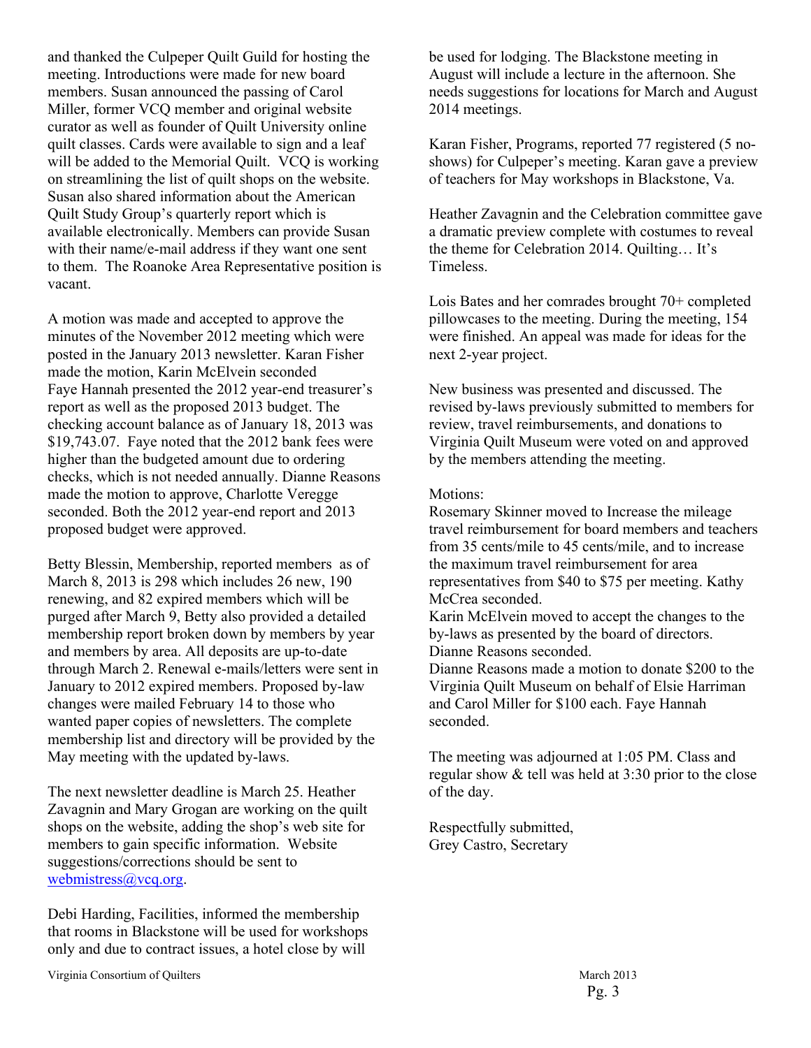and thanked the Culpeper Quilt Guild for hosting the meeting. Introductions were made for new board members. Susan announced the passing of Carol Miller, former VCQ member and original website curator as well as founder of Quilt University online quilt classes. Cards were available to sign and a leaf will be added to the Memorial Quilt. VCQ is working on streamlining the list of quilt shops on the website. Susan also shared information about the American Quilt Study Group's quarterly report which is available electronically. Members can provide Susan with their name/e-mail address if they want one sent to them. The Roanoke Area Representative position is vacant.

A motion was made and accepted to approve the minutes of the November 2012 meeting which were posted in the January 2013 newsletter. Karan Fisher made the motion, Karin McElvein seconded
Faye Hannah presented the 2012 year-end treasurer's report as well as the proposed 2013 budget. The checking account balance as of January 18, 2013 was $19,743.07. Faye noted that the 2012 bank fees were higher than the budgeted amount due to ordering checks, which is not needed annually. Dianne Reasons made the motion to approve, Charlotte Veregge seconded. Both the 2012 year-end report and 2013 proposed budget were approved.

Betty Blessin, Membership, reported members as of March 8, 2013 is 298 which includes 26 new, 190 renewing, and 82 expired members which will be purged after March 9, Betty also provided a detailed membership report broken down by members by year and members by area. All deposits are up-to-date through March 2. Renewal e-mails/letters were sent in January to 2012 expired members. Proposed by-law changes were mailed February 14 to those who wanted paper copies of newsletters. The complete membership list and directory will be provided by the May meeting with the updated by-laws.

The next newsletter deadline is March 25. Heather Zavagnin and Mary Grogan are working on the quilt shops on the website, adding the shop's web site for members to gain specific information. Website suggestions/corrections should be sent to [webmistress@vcq.org](mailto:webmistress@vcq.org).

Debi Harding, Facilities, informed the membership that rooms in Blackstone will be used for workshops only and due to contract issues, a hotel close by will be used for lodging. The Blackstone meeting in August will include a lecture in the afternoon. She needs suggestions for locations for March and August 2014 meetings.

Karan Fisher, Programs, reported 77 registered (5 no-shows) for Culpeper's meeting. Karan gave a preview of teachers for May workshops in Blackstone, Va.

Heather Zavagnin and the Celebration committee gave a dramatic preview complete with costumes to reveal the theme for Celebration 2014. Quilting… It's Timeless.

Lois Bates and her comrades brought 70+ completed pillowcases to the meeting. During the meeting, 154 were finished. An appeal was made for ideas for the next 2-year project.

New business was presented and discussed. The revised by-laws previously submitted to members for review, travel reimbursements, and donations to Virginia Quilt Museum were voted on and approved by the members attending the meeting.

Motions:
Rosemary Skinner moved to Increase the mileage travel reimbursement for board members and teachers from 35 cents/mile to 45 cents/mile, and to increase the maximum travel reimbursement for area representatives from $40 to $75 per meeting. Kathy McCrea seconded.
Karin McElvein moved to accept the changes to the by-laws as presented by the board of directors. Dianne Reasons seconded.
Dianne Reasons made a motion to donate $200 to the Virginia Quilt Museum on behalf of Elsie Harriman and Carol Miller for $100 each. Faye Hannah seconded.

The meeting was adjourned at 1:05 PM. Class and regular show & tell was held at 3:30 prior to the close of the day.

Respectfully submitted,
Grey Castro, Secretary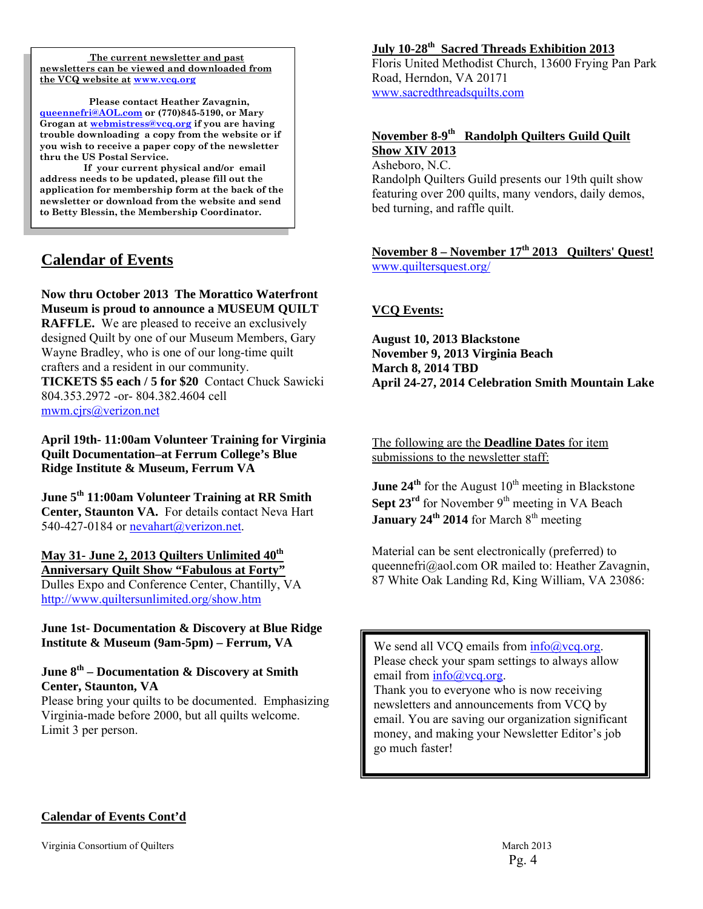**The current newsletter and past newsletters can be viewed and downloaded from the VCQ website at www.vcq.org**

**Please contact Heather Zavagnin, queennefri@AOL.com or (770)845-5190, or Mary Grogan at webmistress@vcq.org if you are having trouble downloading a copy from the website or if you wish to receive a paper copy of the newsletter thru the US Postal Service.**

**If your current physical and/or email address needs to be updated, please fill out the application for membership form at the back of the newsletter or download from the website and send to Betty Blessin, the Membership Coordinator.**

## Calendar of Events

**Now thru October 2013 The Morattico Waterfront Museum is proud to announce a MUSEUM QUILT RAFFLE.** We are pleased to receive an exclusively designed Quilt by one of our Museum Members, Gary Wayne Bradley, who is one of our long-time quilt crafters and a resident in our community. **TICKETS $5 each / 5 for $20** Contact Chuck Sawicki 804.353.2972 -or- 804.382.4604 cell mwm.cjrs@verizon.net

**April 19th- 11:00am Volunteer Training for Virginia Quilt Documentation–at Ferrum College's Blue Ridge Institute & Museum, Ferrum VA**

**June 5th 11:00am Volunteer Training at RR Smith Center, Staunton VA.** For details contact Neva Hart 540-427-0184 or nevahart@verizon.net.

**May 31- June 2, 2013 Quilters Unlimited 40th Anniversary Quilt Show "Fabulous at Forty"**
Dulles Expo and Conference Center, Chantilly, VA
http://www.quiltersunlimited.org/show.htm

**June 1st- Documentation & Discovery at Blue Ridge Institute & Museum (9am-5pm) – Ferrum, VA**

**June 8th – Documentation & Discovery at Smith Center, Staunton, VA**
Please bring your quilts to be documented. Emphasizing Virginia-made before 2000, but all quilts welcome. Limit 3 per person.

**July 10-28th Sacred Threads Exhibition 2013**
Floris United Methodist Church, 13600 Frying Pan Park Road, Herndon, VA 20171
www.sacredthreadsquilts.com

**November 8-9th Randolph Quilters Guild Quilt Show XIV 2013**
Asheboro, N.C.
Randolph Quilters Guild presents our 19th quilt show featuring over 200 quilts, many vendors, daily demos, bed turning, and raffle quilt.

**November 8 – November 17th 2013 Quilters' Quest!**
www.quiltersquest.org/

**VCQ Events:**

**August 10, 2013 Blackstone**
**November 9, 2013 Virginia Beach**
**March 8, 2014 TBD**
**April 24-27, 2014 Celebration Smith Mountain Lake**

The following are the **Deadline Dates** for item submissions to the newsletter staff:

**June 24th** for the August 10th meeting in Blackstone
**Sept 23rd** for November 9th meeting in VA Beach
**January 24th 2014** for March 8th meeting

Material can be sent electronically (preferred) to queennefri@aol.com OR mailed to: Heather Zavagnin, 87 White Oak Landing Rd, King William, VA 23086:

We send all VCQ emails from info@vcq.org. Please check your spam settings to always allow email from info@vcq.org.
Thank you to everyone who is now receiving newsletters and announcements from VCQ by email. You are saving our organization significant money, and making your Newsletter Editor's job go much faster!

**Calendar of Events Cont'd**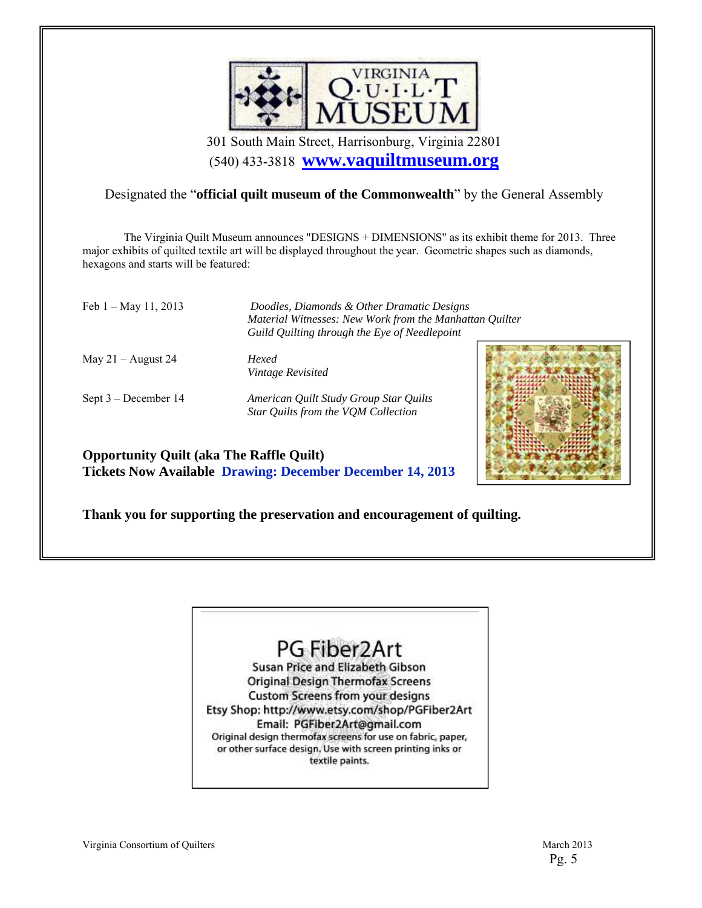# VIRGINIA QUILT MUSEUM

301 South Main Street, Harrisonburg, Virginia 22801
(540) 433-3818 **www.vaquiltmuseum.org**

Designated the "**official quilt museum of the Commonwealth**" by the General Assembly

The Virginia Quilt Museum announces "DESIGNS + DIMENSIONS" as its exhibit theme for 2013. Three major exhibits of quilted textile art will be displayed throughout the year. Geometric shapes such as diamonds, hexagons and starts will be featured:

| | |
|---|---|
| Feb 1 – May 11, 2013 | *Doodles, Diamonds & Other Dramatic Designs*<br>*Material Witnesses: New Work from the Manhattan Quilter*<br>*Guild Quilting through the Eye of Needlepoint* |
| May 21 – August 24 | *Hexed*<br>*Vintage Revisited* |
| Sept 3 – December 14 | *American Quilt Study Group Star Quilts*<br>*Star Quilts from the VQM Collection* |

**Opportunity Quilt (aka The Raffle Quilt)**
**Tickets Now Available Drawing: December December 14, 2013**

**Thank you for supporting the preservation and encouragement of quilting.**

---

PG Fiber2Art
Susan Price and Elizabeth Gibson
Original Design Thermofax Screens
Custom Screens from your designs
Etsy Shop: http://www.etsy.com/shop/PGFiber2Art
Email: PGFiber2Art@gmail.com
Original design thermofax screens for use on fabric, paper, or other surface design. Use with screen printing inks or textile paints.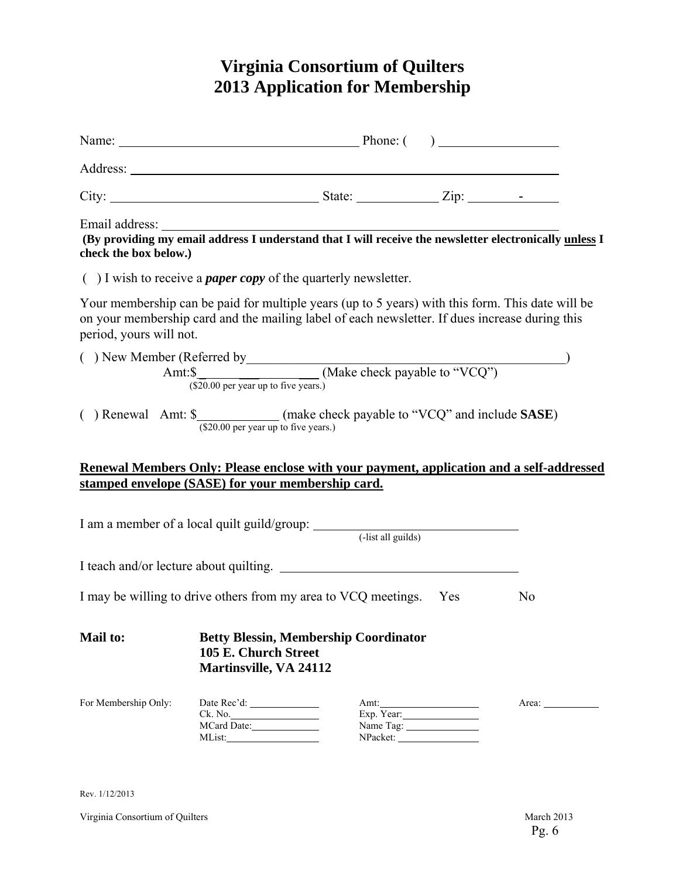# Virginia Consortium of Quilters
# 2013 Application for Membership

Name: ______________________________ Phone: ( ) ______________

Address: ________________________________________________

City: ___________________________ State: __________ Zip: _______-_____

Email address: __________________________________________

**(By providing my email address I understand that I will receive the newsletter electronically <u>unless</u> I check the box below.)**

( ) I wish to receive a ***paper copy*** of the quarterly newsletter.

Your membership can be paid for multiple years (up to 5 years) with this form. This date will be on your membership card and the mailing label of each newsletter. If dues increase during this period, yours will not.

( ) New Member (Referred by________________________________________)
Amt:$______________ (Make check payable to "VCQ")
($20.00 per year up to five years.)

( ) Renewal Amt: $__________ (make check payable to "VCQ" and include **SASE**)
($20.00 per year up to five years.)

**<u>Renewal Members Only: Please enclose with your payment, application and a self-addressed stamped envelope (SASE) for your membership card.</u>**

I am a member of a local quilt guild/group: ___________________________
(-list all guilds)

I teach and/or lecture about quilting. ______________________________

I may be willing to drive others from my area to VCQ meetings. Yes No

**Mail to:** **Betty Blessin, Membership Coordinator**
**105 E. Church Street**
**Martinsville, VA 24112**

| For Membership Only: | Date Rec'd: ________ | Amt: ________ | Area: ________ |
|---|---|---|---|
| | Ck. No. ________ | Exp. Year: ________ | |
| | MCard Date: ________ | Name Tag: ________ | |
| | MList: ________ | NPacket: ________ | |

Rev. 1/12/2013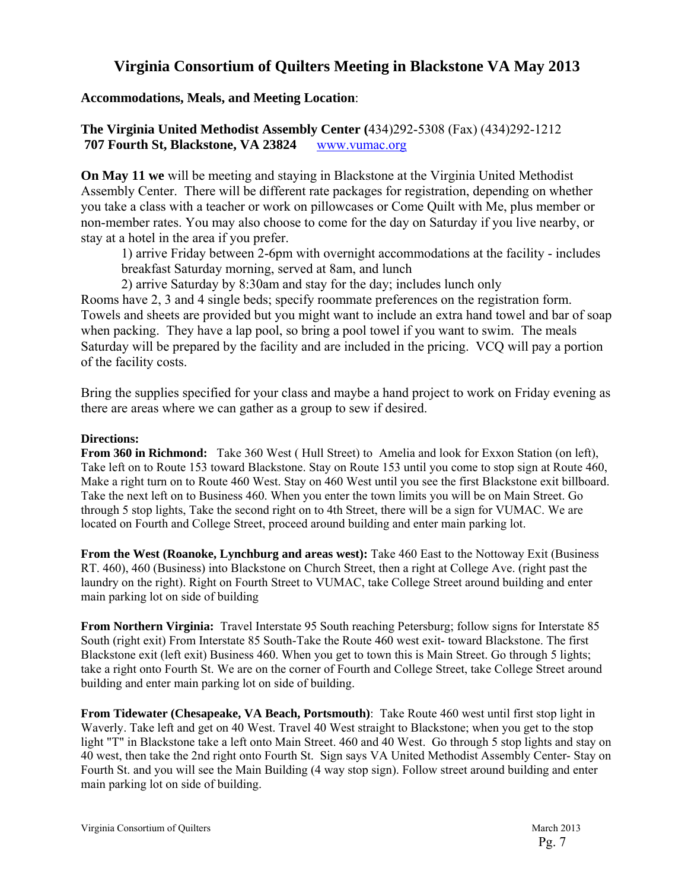# Virginia Consortium of Quilters Meeting in Blackstone VA May 2013

**Accommodations, Meals, and Meeting Location**:

**The Virginia United Methodist Assembly Center (**434)292-5308 (Fax) (434)292-1212
**707 Fourth St, Blackstone, VA 23824** www.vumac.org

**On May 11 we** will be meeting and staying in Blackstone at the Virginia United Methodist Assembly Center. There will be different rate packages for registration, depending on whether you take a class with a teacher or work on pillowcases or Come Quilt with Me, plus member or non-member rates. You may also choose to come for the day on Saturday if you live nearby, or stay at a hotel in the area if you prefer.

1) arrive Friday between 2-6pm with overnight accommodations at the facility - includes breakfast Saturday morning, served at 8am, and lunch
2) arrive Saturday by 8:30am and stay for the day; includes lunch only

Rooms have 2, 3 and 4 single beds; specify roommate preferences on the registration form. Towels and sheets are provided but you might want to include an extra hand towel and bar of soap when packing. They have a lap pool, so bring a pool towel if you want to swim. The meals Saturday will be prepared by the facility and are included in the pricing. VCQ will pay a portion of the facility costs.

Bring the supplies specified for your class and maybe a hand project to work on Friday evening as there are areas where we can gather as a group to sew if desired.

**Directions:**

**From 360 in Richmond:** Take 360 West ( Hull Street) to Amelia and look for Exxon Station (on left), Take left on to Route 153 toward Blackstone. Stay on Route 153 until you come to stop sign at Route 460, Make a right turn on to Route 460 West. Stay on 460 West until you see the first Blackstone exit billboard. Take the next left on to Business 460. When you enter the town limits you will be on Main Street. Go through 5 stop lights, Take the second right on to 4th Street, there will be a sign for VUMAC. We are located on Fourth and College Street, proceed around building and enter main parking lot.

**From the West (Roanoke, Lynchburg and areas west):** Take 460 East to the Nottoway Exit (Business RT. 460), 460 (Business) into Blackstone on Church Street, then a right at College Ave. (right past the laundry on the right). Right on Fourth Street to VUMAC, take College Street around building and enter main parking lot on side of building

**From Northern Virginia:** Travel Interstate 95 South reaching Petersburg; follow signs for Interstate 85 South (right exit) From Interstate 85 South-Take the Route 460 west exit- toward Blackstone. The first Blackstone exit (left exit) Business 460. When you get to town this is Main Street. Go through 5 lights; take a right onto Fourth St. We are on the corner of Fourth and College Street, take College Street around building and enter main parking lot on side of building.

**From Tidewater (Chesapeake, VA Beach, Portsmouth)**: Take Route 460 west until first stop light in Waverly. Take left and get on 40 West. Travel 40 West straight to Blackstone; when you get to the stop light "T" in Blackstone take a left onto Main Street. 460 and 40 West. Go through 5 stop lights and stay on 40 west, then take the 2nd right onto Fourth St. Sign says VA United Methodist Assembly Center- Stay on Fourth St. and you will see the Main Building (4 way stop sign). Follow street around building and enter main parking lot on side of building.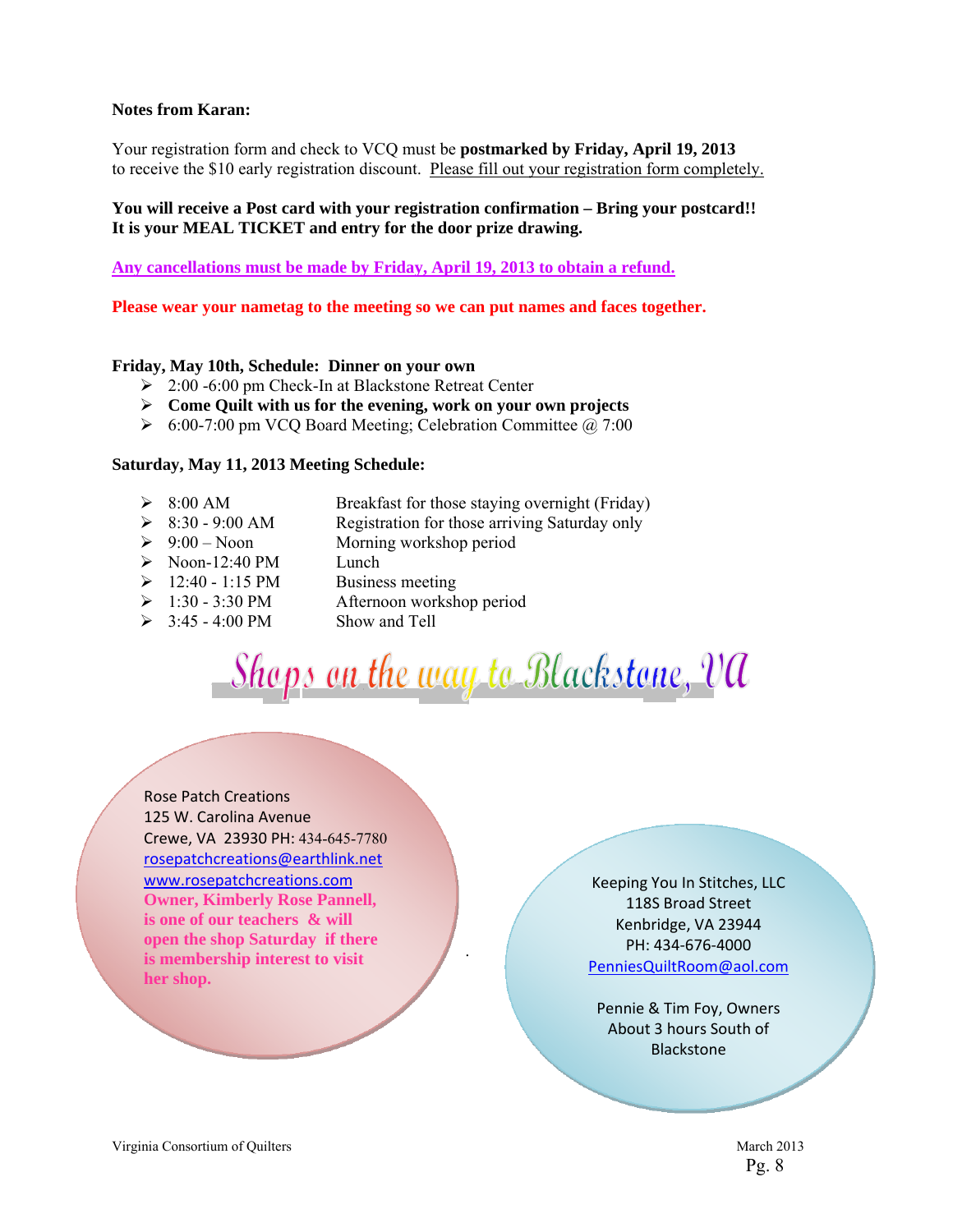**Notes from Karan:**

Your registration form and check to VCQ must be **postmarked by Friday, April 19, 2013** to receive the $10 early registration discount. Please fill out your registration form completely.

**You will receive a Post card with your registration confirmation – Bring your postcard!! It is your MEAL TICKET and entry for the door prize drawing.**

**Any cancellations must be made by Friday, April 19, 2013 to obtain a refund.**

**Please wear your nametag to the meeting so we can put names and faces together.**

**Friday, May 10th, Schedule: Dinner on your own**

- 2:00 -6:00 pm Check-In at Blackstone Retreat Center
- **Come Quilt with us for the evening, work on your own projects**
- 6:00-7:00 pm VCQ Board Meeting; Celebration Committee @ 7:00

**Saturday, May 11, 2013 Meeting Schedule:**

- 8:00 AM — Breakfast for those staying overnight (Friday)
- 8:30 - 9:00 AM — Registration for those arriving Saturday only
- 9:00 – Noon — Morning workshop period
- Noon-12:40 PM — Lunch
- 12:40 - 1:15 PM — Business meeting
- 1:30 - 3:30 PM — Afternoon workshop period
- 3:45 - 4:00 PM — Show and Tell

## Shops on the way to Blackstone, VA

Rose Patch Creations
125 W. Carolina Avenue
Crewe, VA 23930 PH: 434-645-7780
rosepatchcreations@earthlink.net
www.rosepatchcreations.com
**Owner, Kimberly Rose Pannell, is one of our teachers & will open the shop Saturday if there is membership interest to visit her shop.**

Keeping You In Stitches, LLC
118S Broad Street
Kenbridge, VA 23944
PH: 434-676-4000
PenniesQuiltRoom@aol.com

Pennie & Tim Foy, Owners
About 3 hours South of Blackstone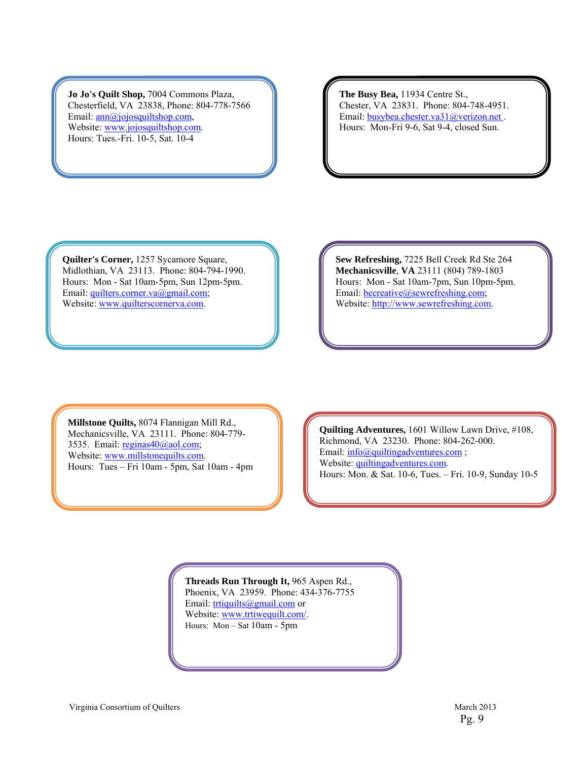**Jo Jo's Quilt Shop,** 7004 Commons Plaza, Chesterfield, VA 23838, Phone: 804-778-7566
Email: ann@jojosquiltshop.com,
Website: www.jojosquiltshop.com.
Hours: Tues.-Fri. 10-5, Sat. 10-4

**The Busy Bea,** 11934 Centre St., Chester, VA 23831. Phone: 804-748-4951.
Email: busybea.chester.va31@verizon.net .
Hours: Mon-Fri 9-6, Sat 9-4, closed Sun.

**Quilter's Corner,** 1257 Sycamore Square, Midlothian, VA 23113. Phone: 804-794-1990.
Hours: Mon - Sat 10am-5pm, Sun 12pm-5pm.
Email: quilters.corner.va@gmail.com;
Website: www.quilterscornerva.com.

**Sew Refreshing,** 7225 Bell Creek Rd Ste 264
**Mechanicsville**, **VA** 23111 (804) 789-1803
Hours: Mon - Sat 10am-7pm, Sun 10pm-5pm.
Email: becreative@sewrefreshing.com;
Website: http://www.sewrefreshing.com.

**Millstone Quilts,** 8074 Flannigan Mill Rd., Mechanicsville, VA 23111. Phone: 804-779-3535. Email: reginas40@aol.com;
Website: www.millstonequilts.com.
Hours: Tues – Fri 10am - 5pm, Sat 10am - 4pm

**Quilting Adventures,** 1601 Willow Lawn Drive, #108, Richmond, VA 23230. Phone: 804-262-000.
Email: info@quiltingadventures.com ;
Website: quiltingadventures.com.
Hours: Mon. & Sat. 10-6, Tues. – Fri. 10-9, Sunday 10-5

**Threads Run Through It,** 965 Aspen Rd., Phoenix, VA 23959. Phone: 434-376-7755
Email: trtiquilts@gmail.com or
Website: www.trtiwequilt.com/.
Hours: Mon – Sat 10am - 5pm

Virginia Consortium of Quilters

March 2013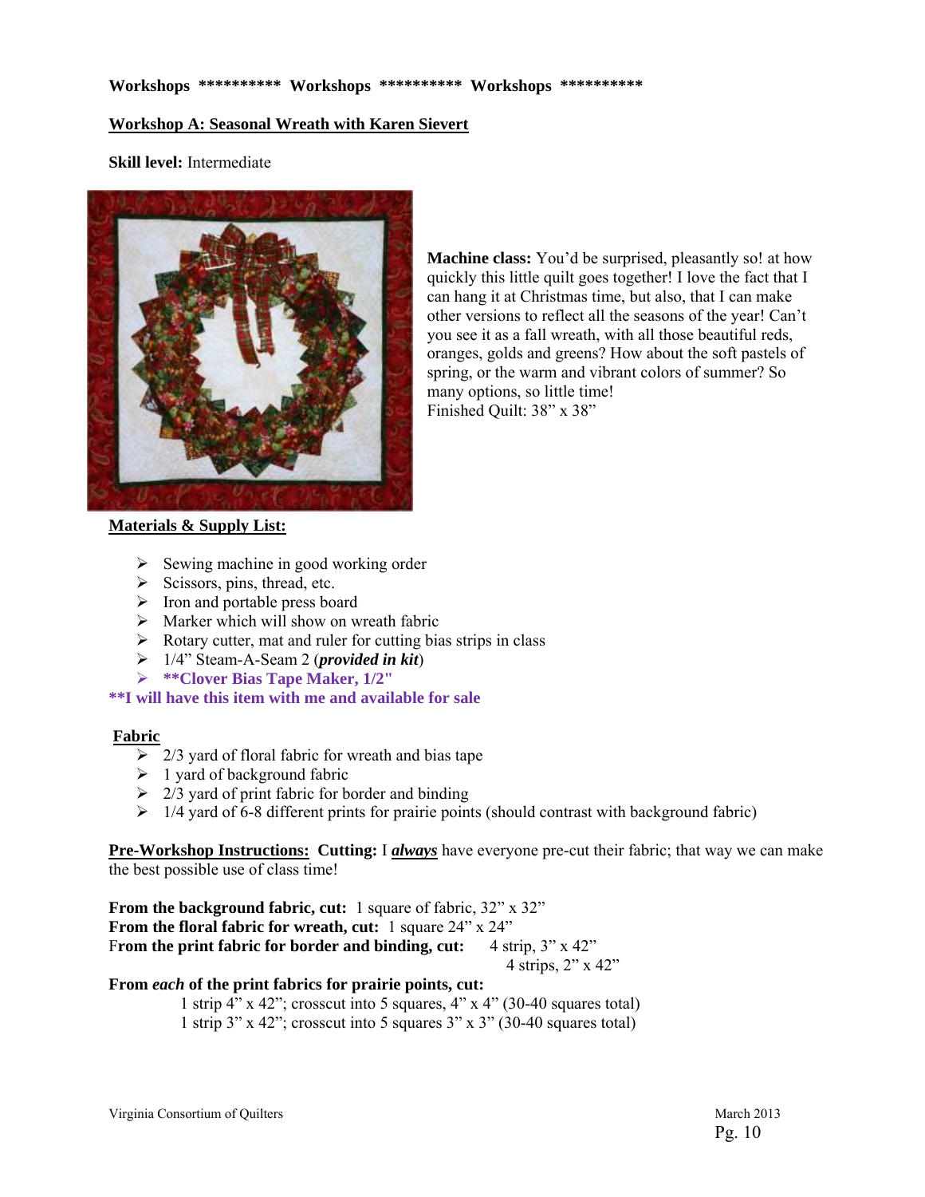**Workshops ********** Workshops ********** Workshops ************

## Workshop A: Seasonal Wreath with Karen Sievert

**Skill level:** Intermediate

**Machine class:** You'd be surprised, pleasantly so! at how quickly this little quilt goes together! I love the fact that I can hang it at Christmas time, but also, that I can make other versions to reflect all the seasons of the year! Can't you see it as a fall wreath, with all those beautiful reds, oranges, golds and greens? How about the soft pastels of spring, or the warm and vibrant colors of summer? So many options, so little time!
Finished Quilt: 38" x 38"

### Materials & Supply List:

- Sewing machine in good working order
- Scissors, pins, thread, etc.
- Iron and portable press board
- Marker which will show on wreath fabric
- Rotary cutter, mat and ruler for cutting bias strips in class
- 1/4" Steam-A-Seam 2 (***provided in kit***)
- ****Clover Bias Tape Maker, 1/2"**

****I will have this item with me and available for sale**

### Fabric

- 2/3 yard of floral fabric for wreath and bias tape
- 1 yard of background fabric
- 2/3 yard of print fabric for border and binding
- 1/4 yard of 6-8 different prints for prairie points (should contrast with background fabric)

**Pre-Workshop Instructions: Cutting:** I ***always*** have everyone pre-cut their fabric; that way we can make the best possible use of class time!

**From the background fabric, cut:** 1 square of fabric, 32" x 32"
**From the floral fabric for wreath, cut:** 1 square 24" x 24"
**From the print fabric for border and binding, cut:** 4 strip, 3" x 42"
4 strips, 2" x 42"

**From *each* of the print fabrics for prairie points, cut:**
1 strip 4" x 42"; crosscut into 5 squares, 4" x 4" (30-40 squares total)
1 strip 3" x 42"; crosscut into 5 squares 3" x 3" (30-40 squares total)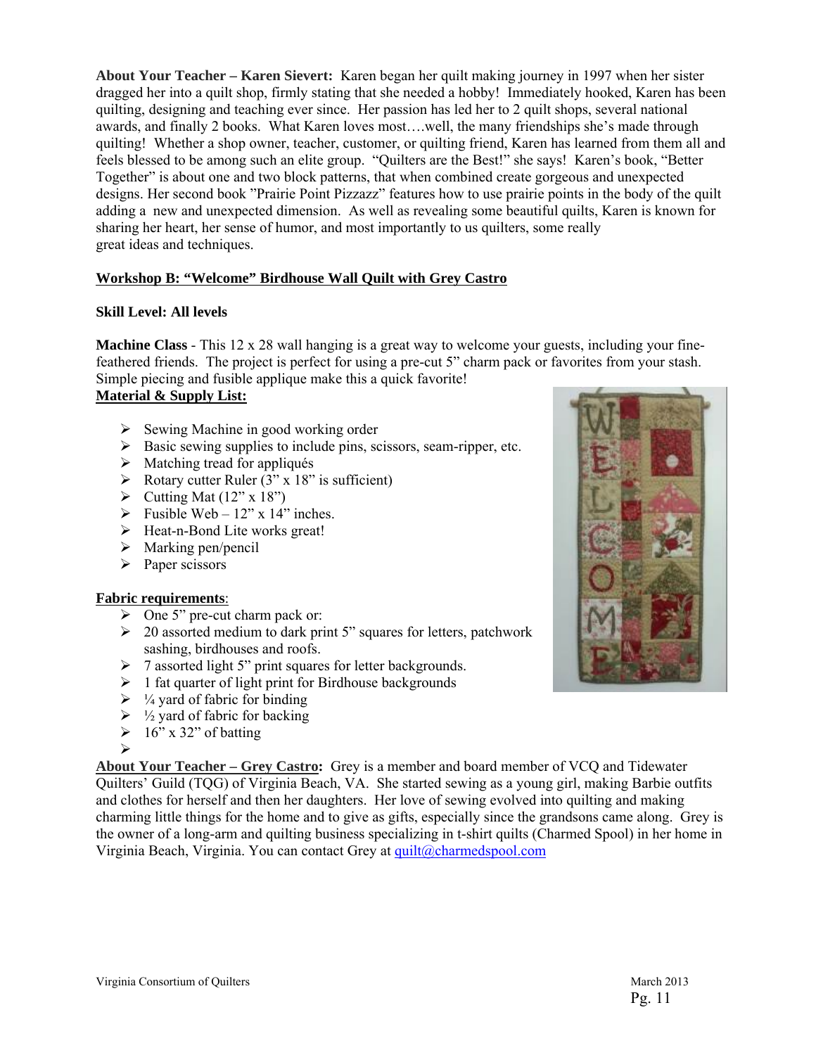**About Your Teacher – Karen Sievert:** Karen began her quilt making journey in 1997 when her sister dragged her into a quilt shop, firmly stating that she needed a hobby! Immediately hooked, Karen has been quilting, designing and teaching ever since. Her passion has led her to 2 quilt shops, several national awards, and finally 2 books. What Karen loves most….well, the many friendships she's made through quilting! Whether a shop owner, teacher, customer, or quilting friend, Karen has learned from them all and feels blessed to be among such an elite group. "Quilters are the Best!" she says! Karen's book, "Better Together" is about one and two block patterns, that when combined create gorgeous and unexpected designs. Her second book "Prairie Point Pizzazz" features how to use prairie points in the body of the quilt adding a new and unexpected dimension. As well as revealing some beautiful quilts, Karen is known for sharing her heart, her sense of humor, and most importantly to us quilters, some really great ideas and techniques.

## Workshop B: "Welcome" Birdhouse Wall Quilt with Grey Castro

**Skill Level: All levels**

**Machine Class** - This 12 x 28 wall hanging is a great way to welcome your guests, including your fine-feathered friends. The project is perfect for using a pre-cut 5" charm pack or favorites from your stash. Simple piecing and fusible applique make this a quick favorite!

**Material & Supply List:**

- Sewing Machine in good working order
- Basic sewing supplies to include pins, scissors, seam-ripper, etc.
- Matching tread for appliqués
- Rotary cutter Ruler (3" x 18" is sufficient)
- Cutting Mat (12" x 18")
- Fusible Web – 12" x 14" inches.
- Heat-n-Bond Lite works great!
- Marking pen/pencil
- Paper scissors

**Fabric requirements**:

- One 5" pre-cut charm pack or:
- 20 assorted medium to dark print 5" squares for letters, patchwork sashing, birdhouses and roofs.
- 7 assorted light 5" print squares for letter backgrounds.
- 1 fat quarter of light print for Birdhouse backgrounds
- ¼ yard of fabric for binding
- ½ yard of fabric for backing
- 16" x 32" of batting

**About Your Teacher – Grey Castro:** Grey is a member and board member of VCQ and Tidewater Quilters' Guild (TQG) of Virginia Beach, VA. She started sewing as a young girl, making Barbie outfits and clothes for herself and then her daughters. Her love of sewing evolved into quilting and making charming little things for the home and to give as gifts, especially since the grandsons came along. Grey is the owner of a long-arm and quilting business specializing in t-shirt quilts (Charmed Spool) in her home in Virginia Beach, Virginia. You can contact Grey at quilt@charmedspool.com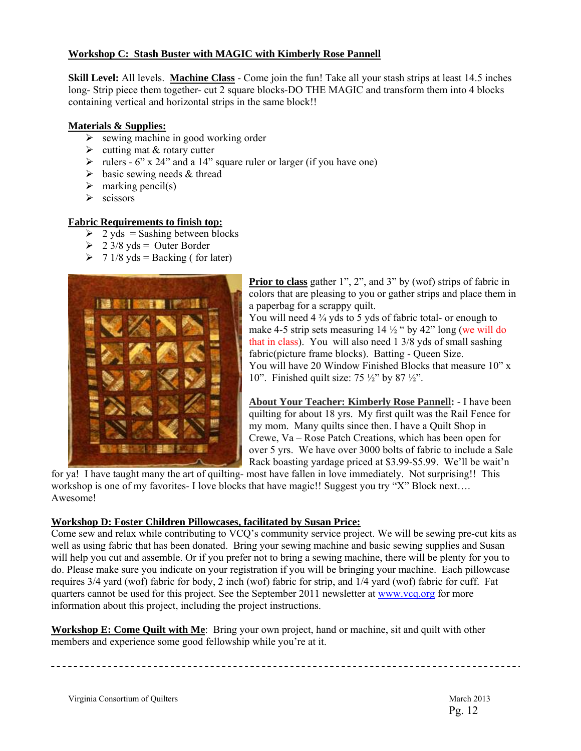## Workshop C: Stash Buster with MAGIC with Kimberly Rose Pannell

**Skill Level:** All levels. **Machine Class** - Come join the fun! Take all your stash strips at least 14.5 inches long- Strip piece them together- cut 2 square blocks-DO THE MAGIC and transform them into 4 blocks containing vertical and horizontal strips in the same block!!

**Materials & Supplies:**

- sewing machine in good working order
- cutting mat & rotary cutter
- rulers - 6" x 24" and a 14" square ruler or larger (if you have one)
- basic sewing needs & thread
- marking pencil(s)
- scissors

**Fabric Requirements to finish top:**

- 2 yds = Sashing between blocks
- 2 3/8 yds = Outer Border
- 7 1/8 yds = Backing ( for later)

**Prior to class** gather 1", 2", and 3" by (wof) strips of fabric in colors that are pleasing to you or gather strips and place them in a paperbag for a scrappy quilt.
You will need 4 ¾ yds to 5 yds of fabric total- or enough to make 4-5 strip sets measuring 14 ½ " by 42" long (we will do that in class). You will also need 1 3/8 yds of small sashing fabric(picture frame blocks). Batting - Queen Size.
You will have 20 Window Finished Blocks that measure 10" x 10". Finished quilt size: 75 ½" by 87 ½".

**About Your Teacher: Kimberly Rose Pannell:** - I have been quilting for about 18 yrs. My first quilt was the Rail Fence for my mom. Many quilts since then. I have a Quilt Shop in Crewe, Va – Rose Patch Creations, which has been open for over 5 yrs. We have over 3000 bolts of fabric to include a Sale Rack boasting yardage priced at $3.99-$5.99. We'll be wait'n for ya! I have taught many the art of quilting- most have fallen in love immediately. Not surprising!! This workshop is one of my favorites- I love blocks that have magic!! Suggest you try "X" Block next…. Awesome!

## Workshop D: Foster Children Pillowcases, facilitated by Susan Price:

Come sew and relax while contributing to VCQ's community service project. We will be sewing pre-cut kits as well as using fabric that has been donated. Bring your sewing machine and basic sewing supplies and Susan will help you cut and assemble. Or if you prefer not to bring a sewing machine, there will be plenty for you to do. Please make sure you indicate on your registration if you will be bringing your machine. Each pillowcase requires 3/4 yard (wof) fabric for body, 2 inch (wof) fabric for strip, and 1/4 yard (wof) fabric for cuff. Fat quarters cannot be used for this project. See the September 2011 newsletter at www.vcq.org for more information about this project, including the project instructions.

## Workshop E: Come Quilt with Me:

Bring your own project, hand or machine, sit and quilt with other members and experience some good fellowship while you're at it.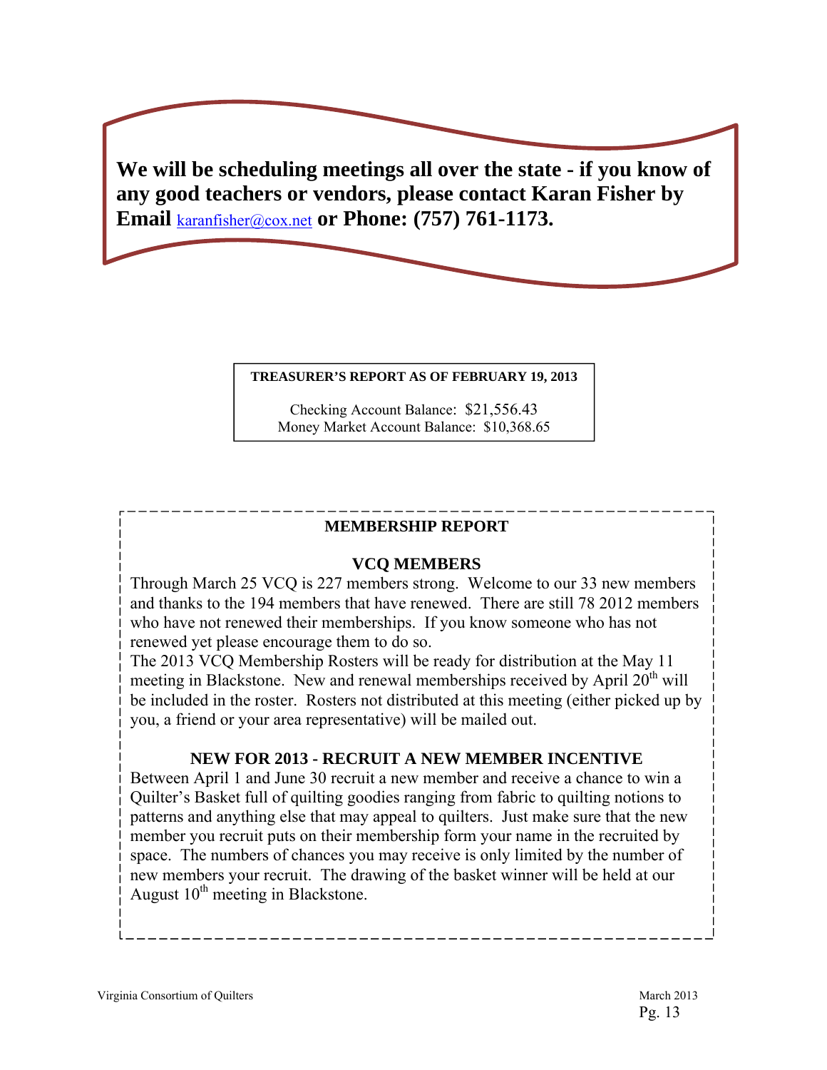**We will be scheduling meetings all over the state - if you know of any good teachers or vendors, please contact Karan Fisher by Email** karanfisher@cox.net **or Phone: (757) 761-1173.**

**TREASURER'S REPORT AS OF FEBRUARY 19, 2013**

Checking Account Balance: $21,556.43
Money Market Account Balance: $10,368.65

## MEMBERSHIP REPORT

### VCQ MEMBERS

Through March 25 VCQ is 227 members strong. Welcome to our 33 new members and thanks to the 194 members that have renewed. There are still 78 2012 members who have not renewed their memberships. If you know someone who has not renewed yet please encourage them to do so.

The 2013 VCQ Membership Rosters will be ready for distribution at the May 11 meeting in Blackstone. New and renewal memberships received by April 20th will be included in the roster. Rosters not distributed at this meeting (either picked up by you, a friend or your area representative) will be mailed out.

### NEW FOR 2013 - RECRUIT A NEW MEMBER INCENTIVE

Between April 1 and June 30 recruit a new member and receive a chance to win a Quilter's Basket full of quilting goodies ranging from fabric to quilting notions to patterns and anything else that may appeal to quilters. Just make sure that the new member you recruit puts on their membership form your name in the recruited by space. The numbers of chances you may receive is only limited by the number of new members your recruit. The drawing of the basket winner will be held at our August 10th meeting in Blackstone.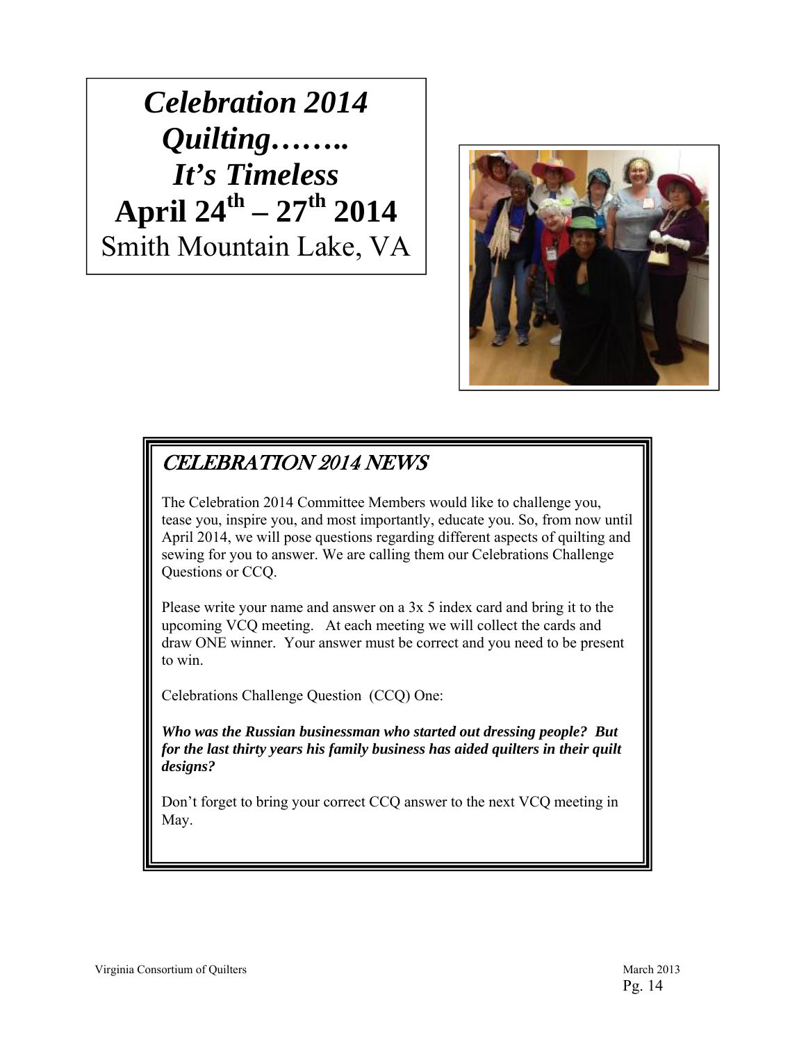***Celebration 2014***
***Quilting……..***
***It's Timeless***
**April 24th – 27th 2014**
Smith Mountain Lake, VA

## CELEBRATION 2014 NEWS

The Celebration 2014 Committee Members would like to challenge you, tease you, inspire you, and most importantly, educate you. So, from now until April 2014, we will pose questions regarding different aspects of quilting and sewing for you to answer. We are calling them our Celebrations Challenge Questions or CCQ.

Please write your name and answer on a 3x 5 index card and bring it to the upcoming VCQ meeting. At each meeting we will collect the cards and draw ONE winner. Your answer must be correct and you need to be present to win.

Celebrations Challenge Question (CCQ) One:

***Who was the Russian businessman who started out dressing people? But for the last thirty years his family business has aided quilters in their quilt designs?***

Don't forget to bring your correct CCQ answer to the next VCQ meeting in May.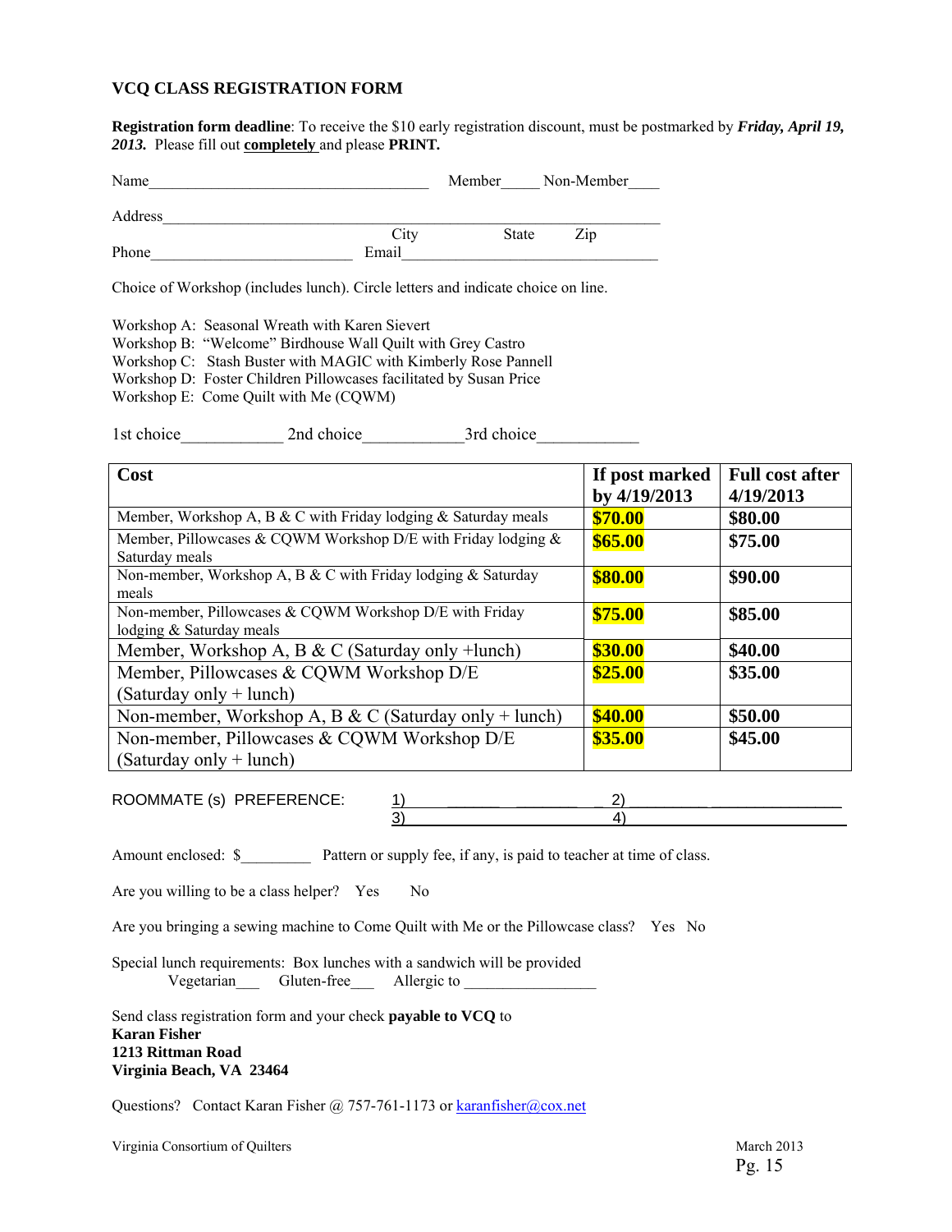## VCQ CLASS REGISTRATION FORM

**Registration form deadline**: To receive the $10 early registration discount, must be postmarked by ***Friday, April 19, 2013.*** Please fill out **completely** and please **PRINT.**

Name_____________________________________ Member_____ Non-Member____

Address_______________________________________________________________

City State Zip

Phone__________________________ Email________________________________

Choice of Workshop (includes lunch). Circle letters and indicate choice on line.

Workshop A: Seasonal Wreath with Karen Sievert
Workshop B: "Welcome" Birdhouse Wall Quilt with Grey Castro
Workshop C: Stash Buster with MAGIC with Kimberly Rose Pannell
Workshop D: Foster Children Pillowcases facilitated by Susan Price
Workshop E: Come Quilt with Me (CQWM)

1st choice____________ 2nd choice____________3rd choice____________

| Cost | If post marked by 4/19/2013 | Full cost after 4/19/2013 |
|---|---|---|
| Member, Workshop A, B & C with Friday lodging & Saturday meals | **$70.00** | **$80.00** |
| Member, Pillowcases & CQWM Workshop D/E with Friday lodging & Saturday meals | **$65.00** | **$75.00** |
| Non-member, Workshop A, B & C with Friday lodging & Saturday meals | **$80.00** | **$90.00** |
| Non-member, Pillowcases & CQWM Workshop D/E with Friday lodging & Saturday meals | **$75.00** | **$85.00** |
| Member, Workshop A, B & C (Saturday only +lunch) | **$30.00** | **$40.00** |
| Member, Pillowcases & CQWM Workshop D/E (Saturday only + lunch) | **$25.00** | **$35.00** |
| Non-member, Workshop A, B & C (Saturday only + lunch) | **$40.00** | **$50.00** |
| Non-member, Pillowcases & CQWM Workshop D/E (Saturday only + lunch) | **$35.00** | **$45.00** |

ROOMMATE (s) PREFERENCE: 1)________________________ 2)________________________
3)________________________ 4)________________________

Amount enclosed: $_________ Pattern or supply fee, if any, is paid to teacher at time of class.

Are you willing to be a class helper? Yes No

Are you bringing a sewing machine to Come Quilt with Me or the Pillowcase class? Yes No

Special lunch requirements: Box lunches with a sandwich will be provided
Vegetarian___ Gluten-free___ Allergic to _________________

Send class registration form and your check **payable to VCQ** to
**Karan Fisher**
**1213 Rittman Road**
**Virginia Beach, VA 23464**

Questions? Contact Karan Fisher @ 757-761-1173 or karanfisher@cox.net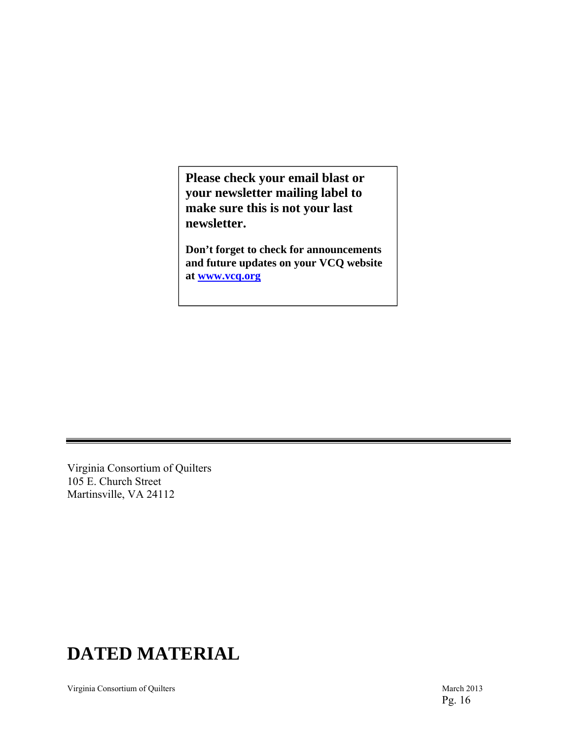**Please check your email blast or your newsletter mailing label to make sure this is not your last newsletter.**

**Don't forget to check for announcements and future updates on your VCQ website at [www.vcq.org](http://www.vcq.org)**

---

Virginia Consortium of Quilters
105 E. Church Street
Martinsville, VA 24112

# DATED MATERIAL